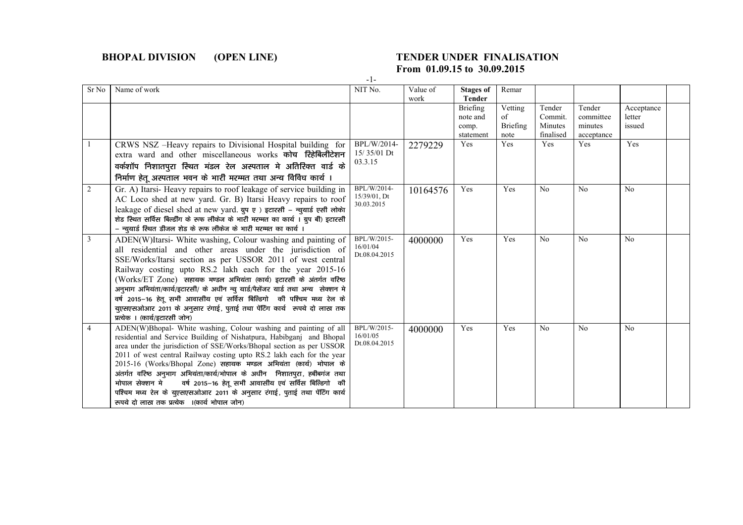**BHOPAL DIVISION (OPEN LINE)**

**TENDER UNDER FINALISATION From 01.09.15 to 30.09.2015**

| Sr No | Name of work | NIT No. | Value of work | **Stages of Tender** | Remar | | | | |
|---|---|---|---|---|---|---|---|---|---|
| | | | | Briefing note and comp. statement | Vetting of Briefing note | Tender Commit. Minutes finalised | Tender committee minutes acceptance | Acceptance letter issued | |
| 1 | CRWS NSZ –Heavy repairs to Divisional Hospital building for extra ward and other miscellaneous works **कोच रिहेबिलीटेशन वर्कशॉप निशातपुरा स्थित मंडल रेल अस्पताल मे अतिरिक्त वार्ड के निर्माण हेतू अस्पताल भवन के भारी मरम्मत तथा अन्य विविध कार्य ।** | BPL/W/2014-15/ 35/01 Dt 03.3.15 | 2279229 | Yes | Yes | Yes | Yes | Yes | |
| 2 | Gr. A) Itarsi- Heavy repairs to roof leakage of service building in AC Loco shed at new yard. Gr. B) Itarsi Heavy repairs to roof leakage of diesel shed at new yard. ग्रुप ए ) इटारसी – न्युयार्ड एसी लोको शेड स्थित सर्विस बिल्डींग के रूफ लीकेज के भारी मरम्मत का कार्य । ग्रुप बी) इटारसी – न्युयार्ड स्थित डीजल शेड के रूफ लीकेज के भारी मरम्मत का कार्य । | BPL/W/2014-15/39/01, Dt 30.03.2015 | 10164576 | Yes | Yes | No | No | No | |
| 3 | ADEN(W)Itarsi- White washing, Colour washing and painting of all residential and other areas under the jurisdiction of SSE/Works/Itarsi section as per USSOR 2011 of west central Railway costing upto RS.2 lakh each for the year 2015-16 (Works/ET Zone) सहायक मण्डल अभियंता (कार्य) इटारसी के अंतर्गत वरिष्ठ अनुभाग अभियंता/कार्य/इटारसी/ के अधीन न्यु यार्ड/पैसेंजर यार्ड तथा अन्य सेक्शन मे वर्ष 2015-16 हेतू सभी आवासीय एवं सर्विस बिल्डिगो की पश्चिम मध्य रेल के युएसएसओआर 2011 के अनुसार रंगाई, पुताई तथा पेंटिंग कार्य रूपये दो लाख तक प्रत्येक । (कार्य/इटारसी जोन) | BPL/W/2015-16/01/04 Dt.08.04.2015 | 4000000 | Yes | Yes | No | No | No | |
| 4 | ADEN(W)Bhopal- White washing, Colour washing and painting of all residential and Service Building of Nishatpura, Habibganj and Bhopal area under the jurisdiction of SSE/Works/Bhopal section as per USSOR 2011 of west central Railway costing upto RS.2 lakh each for the year 2015-16 (Works/Bhopal Zone) सहायक मण्डल अभियंता (कार्य) भोपाल के अंतर्गत वरिष्ठ अनुभाग अभियंता/कार्य/भोपाल के अधीन निशातपुरा, हबीबगंज तथा भोपाल सेक्शन मे वर्ष 2015-16 हेतू सभी आवासीय एवं सर्विस बिल्डिगो की पश्चिम मध्य रेल के युएसएसओआर 2011 के अनुसार रंगाई, पुताई तथा पेंटिंग कार्य रूपये दो लाख तक प्रत्येक ।(कार्य भोपाल जोन) | BPL/W/2015-16/01/05 Dt.08.04.2015 | 4000000 | Yes | Yes | No | No | No | |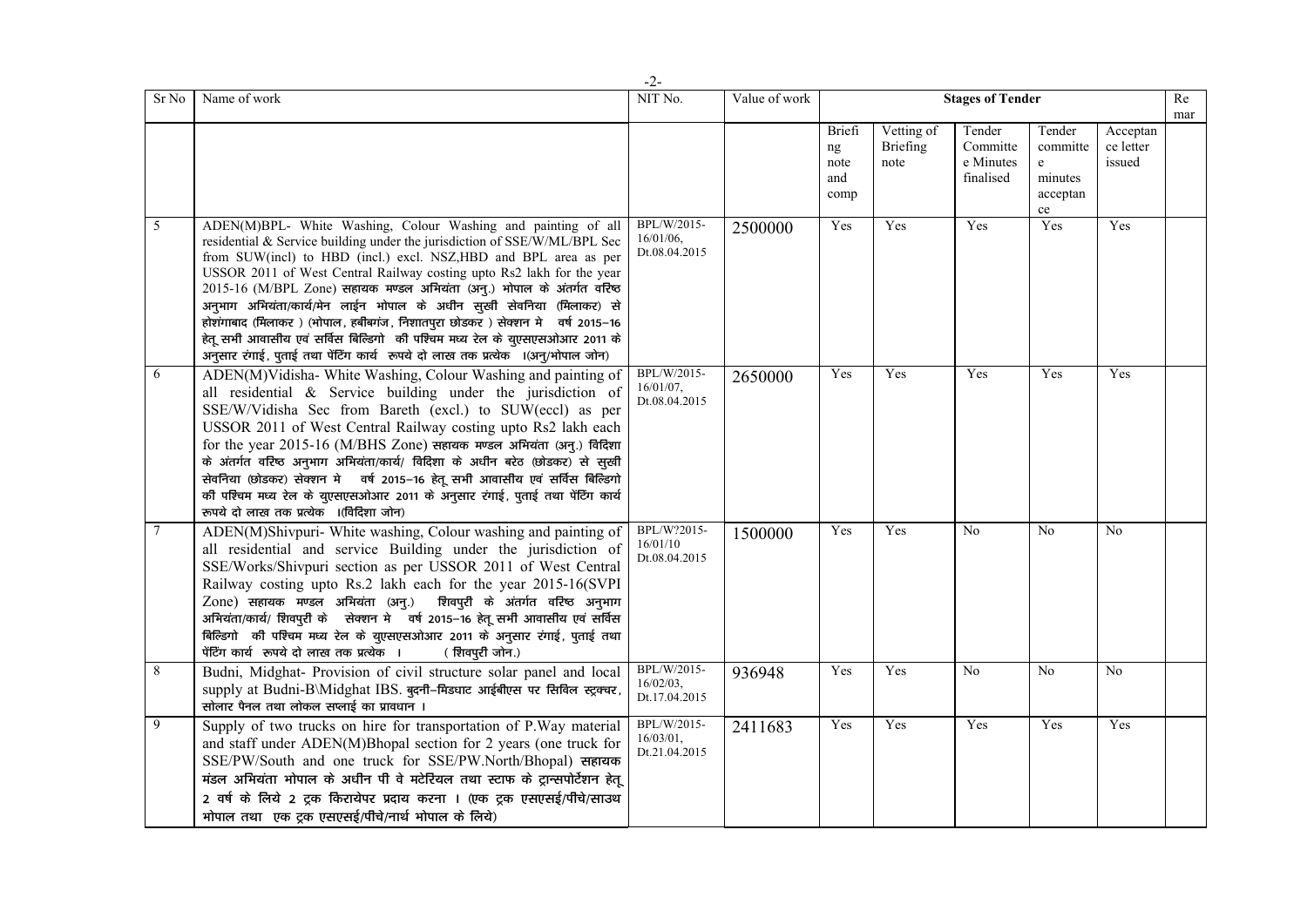| Sr No | Name of work | NIT No. | Value of work | Stages of Tender | | | | | Remar |
|---|---|---|---|---|---|---|---|---|---|
| | | | | Briefing note and comp | Vetting of Briefing note | Tender Committee Minutes finalised | Tender committee minutes acceptance | Acceptance letter issued | |
| 5 | ADEN(M)BPL- White Washing, Colour Washing and painting of all residential & Service building under the jurisdiction of SSE/W/ML/BPL Sec from SUW(incl) to HBD (incl.) excl. NSZ,HBD and BPL area as per USSOR 2011 of West Central Railway costing upto Rs2 lakh for the year 2015-16 (M/BPL Zone) सहायक मण्डल अभियंता (अनु.) भोपाल के अंतर्गत वरिष्ठ अनुभाग अभियंता/कार्य/मेन लाईन भोपाल के अधीन सुखी सेवनिया (मिलाकर) से होशंगाबाद (मिलाकर ) (भोपाल, हबीबगंज, निशातपुरा छोडकर ) सेक्शन मे वर्ष 2015–16 हेतु सभी आवासीय एवं सर्विस बिल्डिगो की पश्चिम मध्य रेल के युएसएसओआर 2011 के अनुसार रंगाई, पुताई तथा पेंटिंग कार्य रूपये दो लाख तक प्रत्येक ।(अनु/भोपाल जोन) | BPL/W/2015-16/01/06, Dt.08.04.2015 | 2500000 | Yes | Yes | Yes | Yes | Yes | |
| 6 | ADEN(M)Vidisha- White Washing, Colour Washing and painting of all residential & Service building under the jurisdiction of SSE/W/Vidisha Sec from Bareth (excl.) to SUW(eccl) as per USSOR 2011 of West Central Railway costing upto Rs2 lakh each for the year 2015-16 (M/BHS Zone) सहायक मण्डल अभियंता (अनु.) विदिशा के अंतर्गत वरिष्ठ अनुभाग अभियंता/कार्य/ विदिशा के अधीन बरेठ (छोडकर) से सुखी सेवनिया (छोडकर) सेक्शन मे वर्ष 2015–16 हेतु सभी आवासीय एवं सर्विस बिल्डिगो की पश्चिम मध्य रेल के युएसएसओआर 2011 के अनुसार रंगाई, पुताई तथा पेंटिंग कार्य रूपये दो लाख तक प्रत्येक ।(विदिशा जोन) | BPL/W/2015-16/01/07, Dt.08.04.2015 | 2650000 | Yes | Yes | Yes | Yes | Yes | |
| 7 | ADEN(M)Shivpuri- White washing, Colour washing and painting of all residential and service Building under the jurisdiction of SSE/Works/Shivpuri section as per USSOR 2011 of West Central Railway costing upto Rs.2 lakh each for the year 2015-16(SVPI Zone) सहायक मण्डल अभियंता (अनु.) शिवपुरी के अंतर्गत वरिष्ठ अनुभाग अभियंता/कार्य/ शिवपुरी के सेक्शन मे वर्ष 2015–16 हेतु सभी आवासीय एवं सर्विस बिल्डिगो की पश्चिम मध्य रेल के युएसएसओआर 2011 के अनुसार रंगाई, पुताई तथा पेंटिंग कार्य रूपये दो लाख तक प्रत्येक । ( शिवपुरी जोन.) | BPL/W?2015-16/01/10 Dt.08.04.2015 | 1500000 | Yes | Yes | No | No | No | |
| 8 | Budni, Midghat- Provision of civil structure solar panel and local supply at Budni-B\Midghat IBS. बुदनी–मिडघाट आईबीएस पर सिविल स्ट्रक्चर, सोलार पैनल तथा लोकल सप्लाई का प्रावधान । | BPL/W/2015-16/02/03, Dt.17.04.2015 | 936948 | Yes | Yes | No | No | No | |
| 9 | Supply of two trucks on hire for transportation of P.Way material and staff under ADEN(M)Bhopal section for 2 years (one truck for SSE/PW/South and one truck for SSE/PW.North/Bhopal) सहायक मंडल अभियंता भोपाल के अधीन पी वे मटेरियल तथा स्टाफ के ट्रान्सपोर्टेशन हेतु 2 वर्ष के लिये 2 ट्रक किरायेपर प्रदाय करना । (एक ट्रक एसएसई/पीवे/साउथ भोपाल तथा एक ट्रक एसएसई/पीवे/नार्थ भोपाल के लिये) | BPL/W/2015-16/03/01, Dt.21.04.2015 | 2411683 | Yes | Yes | Yes | Yes | Yes | |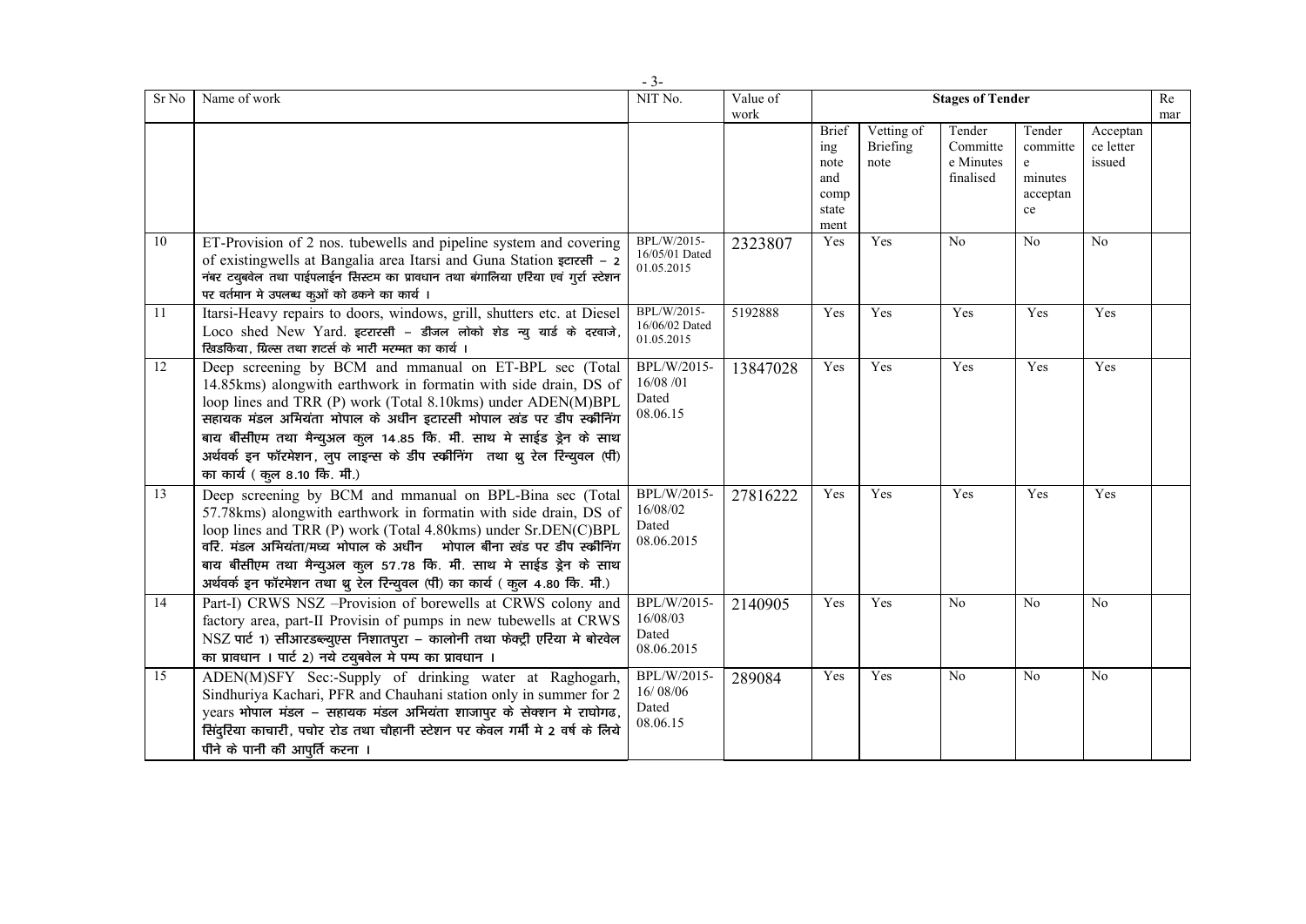| Sr No | Name of work | NIT No. | Value of work | Stages of Tender | | | | | Remar |
|---|---|---|---|---|---|---|---|---|---|
| | | | | Briefing note and comp statement | Vetting of Briefing note | Tender Committe e Minutes finalised | Tender committe e minutes acceptance | Acceptance letter issued | |
| 10 | ET-Provision of 2 nos. tubewells and pipeline system and covering of existingwells at Bangalia area Itarsi and Guna Station इटारसी – 2 नंबर टयुबवेल तथा पाईपलाईन सिस्टम का प्रावधान तथा बंगालिया एरिया एवं गुर्रा स्टेशन पर वर्तमान मे उपलब्ध कुओं को ढकने का कार्य । | BPL/W/2015-16/05/01 Dated 01.05.2015 | 2323807 | Yes | Yes | No | No | No | |
| 11 | Itarsi-Heavy repairs to doors, windows, grill, shutters etc. at Diesel Loco shed New Yard. इटारसी – डीजल लोको शेड न्यु यार्ड के दरवाजे, खिडकिया, ग्रिल्स तथा शटर्स के भारी मरम्मत का कार्य । | BPL/W/2015-16/06/02 Dated 01.05.2015 | 5192888 | Yes | Yes | Yes | Yes | Yes | |
| 12 | Deep screening by BCM and mmanual on ET-BPL sec (Total 14.85kms) alongwith earthwork in formatin with side drain, DS of loop lines and TRR (P) work (Total 8.10kms) under ADEN(M)BPL सहायक मंडल अभियंता भोपाल के अधीन इटारसी भोपाल खंड पर डीप स्क्रीनिंग बाय बीसीएम तथा मैन्युअल कुल 14.85 कि. मी. साथ मे साईड ड्रेन के साथ अर्थवर्क इन फॉरमेशन, लुप लाइन्स के डीप स्क्रीनिंग तथा थ्रु रेल रिन्युवल (पी) का कार्य ( कुल 8.10 कि. मी.) | BPL/W/2015-16/08 /01 Dated 08.06.15 | 13847028 | Yes | Yes | Yes | Yes | Yes | |
| 13 | Deep screening by BCM and mmanual on BPL-Bina sec (Total 57.78kms) alongwith earthwork in formatin with side drain, DS of loop lines and TRR (P) work (Total 4.80kms) under Sr.DEN(C)BPL वरि. मंडल अभियंता/मध्य भोपाल के अधीन भोपाल बीना खंड पर डीप स्क्रीनिंग बाय बीसीएम तथा मैन्युअल कुल 57.78 कि. मी. साथ मे साईड ड्रेन के साथ अर्थवर्क इन फॉरमेशन तथा थ्रु रेल रिन्युवल (पी) का कार्य ( कुल 4.80 कि. मी.) | BPL/W/2015-16/08/02 Dated 08.06.2015 | 27816222 | Yes | Yes | Yes | Yes | Yes | |
| 14 | Part-I) CRWS NSZ –Provision of borewells at CRWS colony and factory area, part-II Provisin of pumps in new tubewells at CRWS NSZ पार्ट 1) सीआरडब्ल्युएस निशातपुरा – कालोनी तथा फेक्ट्री एरिया मे बोरवेल का प्रावधान । पार्ट 2) नये टयुबवेल मे पम्प का प्रावधान । | BPL/W/2015-16/08/03 Dated 08.06.2015 | 2140905 | Yes | Yes | No | No | No | |
| 15 | ADEN(M)SFY Sec:-Supply of drinking water at Raghogarh, Sindhuriya Kachari, PFR and Chauhani station only in summer for 2 years भोपाल मंडल – सहायक मंडल अभियंता शाजापुर के सेक्शन मे राघोगढ, सिंदुरिया काचारी, पचोर रोड तथा चौहानी स्टेशन पर केवल गर्मी मे 2 वर्ष के लिये पीने के पानी की आपुर्ति करना । | BPL/W/2015-16/ 08/06 Dated 08.06.15 | 289084 | Yes | Yes | No | No | No | |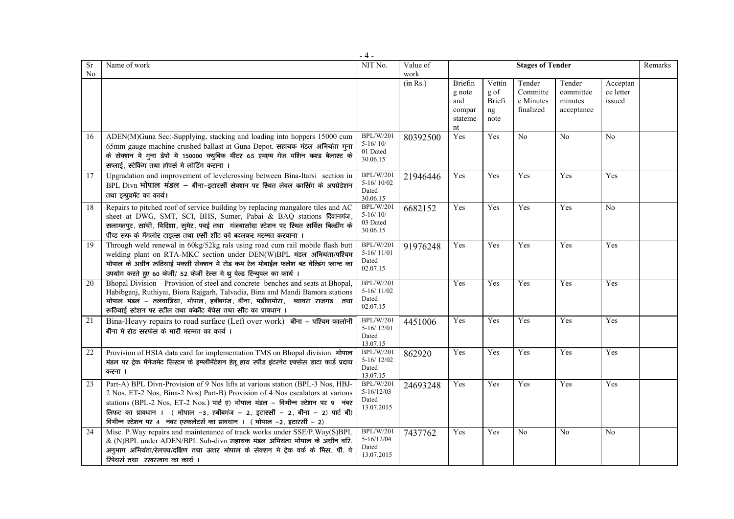| Sr No | Name of work | NIT No. | Value of work | Stages of Tender | | | | | Remarks |
|---|---|---|---|---|---|---|---|---|---|
| | | | (in Rs.) | Briefing note and compar statement | Vetting of Briefing note | Tender Committe e Minutes finalized | Tender committee minutes acceptance | Acceptance letter issued | |
| 16 | ADEN(M)Guna Sec:-Supplying, stacking and loading into hoppers 15000 cum 65mm gauge machine crushed ballast at Guna Depot. सहायक मंडल अभियंता गुना के सेक्शन मे गुना डेपो मे 150000 क्युबिक मीटर 65 एमएम गेज मशिन क्रश्ड बैलास्ट के सप्लाई, स्टेकिंग तथा हॉपर्स मे लोडिंग कराना । | BPL/W/2015-16/ 10/ 01 Dated 30.06.15 | 80392500 | Yes | Yes | No | No | No | |
| 17 | Upgradation and improvement of levelcrossing between Bina-Itarsi section in BPL Divn भोपाल मंडल – बीना–इटारसी सेक्शन पर स्थित लेवल क्रासिंग के अपग्रेडेशन तथा इम्प्रुवमेंट का कार्य। | BPL/W/2015-16/ 10/02 Dated 30.06.15 | 21946446 | Yes | Yes | Yes | Yes | Yes | |
| 18 | Repairs to pitched roof of service building by replacing mangalore tiles and AC sheet at DWG, SMT, SCI, BHS, Sumer, Pabai & BAQ stations दिवानगंज, सलामतपुर, सांची, विदिशा, सुमेर, पवई तथा गंजबासोदा स्टेशन पर स्थित सर्विस बिल्डींग के पीच्ड रुफ के मैंगलोर टाइल्स तथा एसी शीट को बदलकर मरम्मत करवाना । | BPL/W/2015-16/ 10/ 03 Dated 30.06.15 | 6682152 | Yes | Yes | Yes | Yes | No | |
| 19 | Through weld renewal in 60kg/52kg rals using road cum rail mobile flash butt welding plant on RTA-MKC section under DEN(W)BPL मंडल अभियंता/पश्चिम भोपाल के अधीन रूठियाई मक्सी सेक्शन मे रोड कम रेल मोबाईल फलेश बट वेल्डिंग प्लान्ट का उपयोग करते हुए 60 केजी/ 52 केजी रेल्स मे थ्रु वेल्ड रिन्युवल का कार्य । | BPL/W/2015-16/ 11/01 Dated 02.07.15 | 91976248 | Yes | Yes | Yes | Yes | Yes | |
| 20 | Bhopal Division – Provision of steel and concrete benches and seats at Bhopal, Habibganj, Ruthiyai, Biora Rajgarh, Talvadia, Bina and Mandi Bamora stations भोपाल मंडल – तलवाडिया, भोपाल, हबीबगंज, बीना, मंडीबामोरा, ब्यावरा राजगढ तथा रुठियाई स्टेशन पर स्टील तथा कंक्रीट बेंचेस तथा सीट का प्रावधान । | BPL/W/2015-16/ 11/02 Dated 02.07.15 | | Yes | Yes | Yes | Yes | Yes | |
| 21 | Bina-Heavy repairs to road surface (Left over work) बीना – पश्चिम कालोनी बीना मे रोड सरफेस के भारी मरम्मत का कार्य । | BPL/W/2015-16/ 12/01 Dated 13.07.15 | 4451006 | Yes | Yes | Yes | Yes | Yes | |
| 22 | Provision of HSIA data card for implementation TMS on Bhopal division. भोपाल मंडल पर ट्रेक मॅनेजमेट सिस्टम के इम्प्लीमेंटेशन हेतू हाय स्पीड इंटरनेट एक्सेस डाटा कार्ड प्रदाय करना । | BPL/W/2015-16/ 12/02 Dated 13.07.15 | 862920 | Yes | Yes | Yes | Yes | Yes | |
| 23 | Part-A) BPL Divn-Provision of 9 Nos lifts at various station (BPL-3 Nos, HBJ-2 Nos, ET-2 Nos, Bina-2 Nos) Part-B) Provision of 4 Nos escalators at various stations (BPL-2 Nos, ET-2 Nos.) पार्ट ए) भोपाल मंडल – विभीन्न स्टेशन पर 9 नंबर लिफट का प्रावधान । ( भोपाल –3, हबीबगंज – 2, इटारसी – 2, बीना – 2) पार्ट बी) विभीन्न स्टेशन पर 4 नंबर एस्कलेटर्स का प्रावधान । ( भोपाल –2, इटारसी – 2) | BPL/W/2015-16/12/03 Dated 13.07.2015 | 24693248 | Yes | Yes | Yes | Yes | Yes | |
| 24 | Misc. P.Way repairs and maintenance of track works under SSE/P.Way(S)BPL & (N)BPL under ADEN/BPL Sub-divn सहायक मंडल अभियंता भोपाल के अधीन वरि. अनुभाग अभियंता/रेलपथ/दक्षिण तथा उत्तर भोपाल के सेक्शन मे ट्रेक वर्क के मिस. पी. वे रिपेयर्स तथा रखरखाव का कार्य । | BPL/W/2015-16/12/04 Dated 13.07.2015 | 7437762 | Yes | Yes | No | No | No | |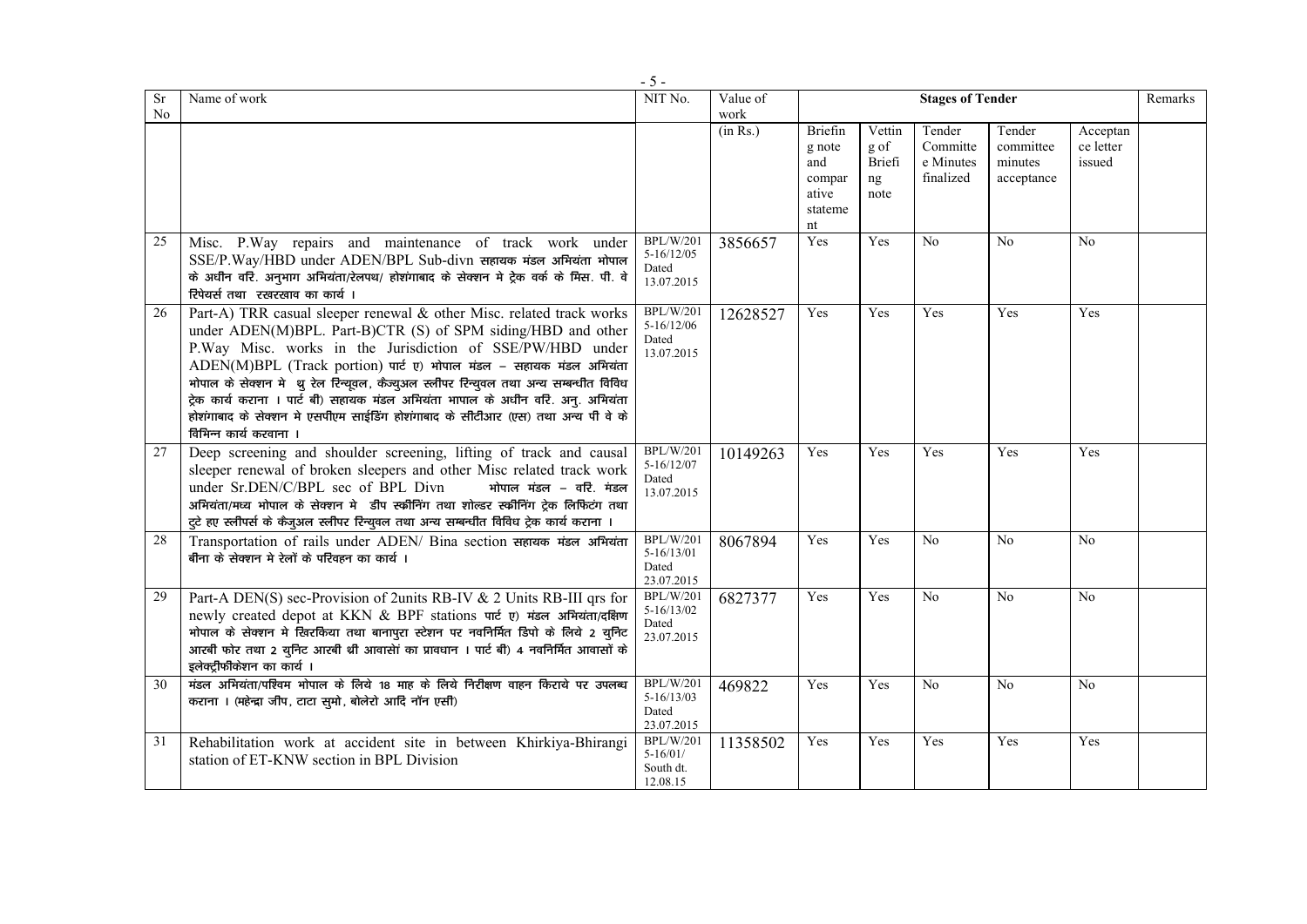| Sr No | Name of work | NIT No. | Value of work | Stages of Tender | | | | | Remarks |
|---|---|---|---|---|---|---|---|---|---|
| | | | (in Rs.) | Briefing note and comparative statement | Vetting of Briefing note | Tender Committee Minutes finalized | Tender committee minutes acceptance | Acceptance letter issued | |
| 25 | Misc. P.Way repairs and maintenance of track work under SSE/P.Way/HBD under ADEN/BPL Sub-divn सहायक मंडल अभियंता भोपाल के अधीन वरि. अनुभाग अभियंता/रेलपथ/ होशंगाबाद के सेक्शन मे ट्रेक वर्क के मिस. पी. वे रिपेयर्स तथा रखरखाव का कार्य । | BPL/W/2015-16/12/05 Dated 13.07.2015 | 3856657 | Yes | Yes | No | No | No | |
| 26 | Part-A) TRR casual sleeper renewal & other Misc. related track works under ADEN(M)BPL. Part-B)CTR (S) of SPM siding/HBD and other P.Way Misc. works in the Jurisdiction of SSE/PW/HBD under ADEN(M)BPL (Track portion) पार्ट ए) भोपाल मंडल – सहायक मंडल अभियंता भोपाल के सेक्शन मे थ्रु रेल रिन्यूवल, कैज्युअल स्लीपर रिन्युवल तथा अन्य सम्बन्धीत विविध ट्रेक कार्य कराना । पार्ट बी) सहायक मंडल अभियंता भापाल के अधीन वरि. अनु. अभियंता होशंगाबाद के सेक्शन मे एसपीएम साईडिंग होशंगाबाद के सीटीआर (एस) तथा अन्य पी वे के विभिन्न कार्य करवाना । | BPL/W/2015-16/12/06 Dated 13.07.2015 | 12628527 | Yes | Yes | Yes | Yes | Yes | |
| 27 | Deep screening and shoulder screening, lifting of track and causal sleeper renewal of broken sleepers and other Misc related track work under Sr.DEN/C/BPL sec of BPL Divn भोपाल मंडल – वरि. मंडल अभियंता/मध्य भोपाल के सेक्शन मे डीप स्क्रीनिंग तथा शोल्डर स्क्रीनिंग ट्रेक लिफिटंग तथा टूटे हए स्लीपर्स के कैजुअल स्लीपर रिन्युवल तथा अन्य सम्बन्धीत विविध ट्रेक कार्य कराना । | BPL/W/2015-16/12/07 Dated 13.07.2015 | 10149263 | Yes | Yes | Yes | Yes | Yes | |
| 28 | Transportation of rails under ADEN/ Bina section सहायक मंडल अभियंता बीना के सेक्शन मे रेलों के परिवहन का कार्य । | BPL/W/2015-16/13/01 Dated 23.07.2015 | 8067894 | Yes | Yes | No | No | No | |
| 29 | Part-A DEN(S) sec-Provision of 2units RB-IV & 2 Units RB-III qrs for newly created depot at KKN & BPF stations पार्ट ए) मंडल अभियंता/दक्षिण भोपाल के सेक्शन मे खिरकिया तथा बानापुरा स्टेशन पर नवनिर्मित डिपो के लिये 2 युनिट आरबी फोर तथा 2 युनिट आरबी थ्री आवासों का प्रावधान । पार्ट बी) 4 नवनिर्मित आवासों के इलेक्ट्रीफीकेशन का कार्य । | BPL/W/2015-16/13/02 Dated 23.07.2015 | 6827377 | Yes | Yes | No | No | No | |
| 30 | मंडल अभियंता/पश्चिम भोपाल के लिये 18 माह के लिये निरीक्षण वाहन किराये पर उपलब्ध कराना । (महेन्द्रा जीप, टाटा सुमो, बोलेरो आदि नॉन एसी) | BPL/W/2015-16/13/03 Dated 23.07.2015 | 469822 | Yes | Yes | No | No | No | |
| 31 | Rehabilitation work at accident site in between Khirkiya-Bhirangi station of ET-KNW section in BPL Division | BPL/W/2015-16/01/ South dt. 12.08.15 | 11358502 | Yes | Yes | Yes | Yes | Yes | |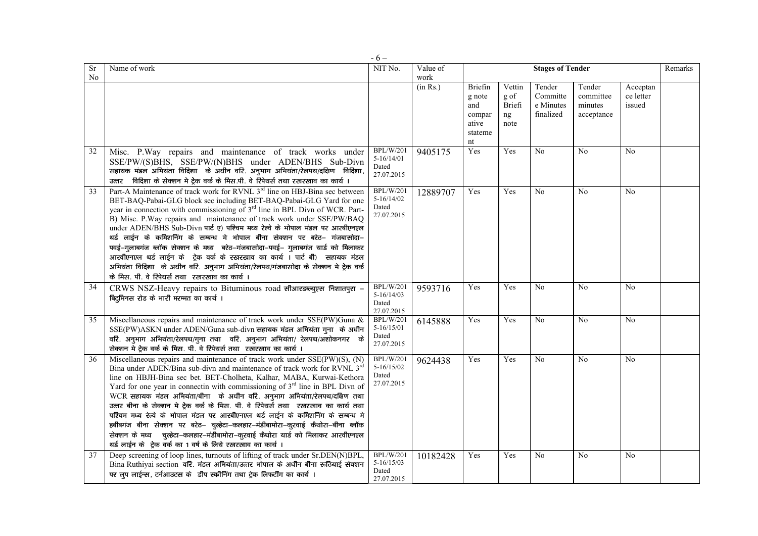| Sr No | Name of work | NIT No. | Value of work | Stages of Tender | | | | | Remarks |
|---|---|---|---|---|---|---|---|---|---|
| | | | (in Rs.) | Briefing note and comparative statement | Vetting of Briefing note | Tender Committee Minutes finalized | Tender committee minutes acceptance | Acceptance letter issued | |
| 32 | Misc. P.Way repairs and maintenance of track works under SSE/PW/(S)BHS, SSE/PW/(N)BHS under ADEN/BHS Sub-Divn सहायक मंडल अभियंता विदिशा के अधीन वरि. अनुभाग अभियंता/रेलपथ/दक्षिण विदिशा, उत्तर विदिशा के सेक्शन मे ट्रेक वर्क के मिस.पी. वे रिपेयर्स तथा रखरखाव का कार्य । | BPL/W/2015-16/14/01 Dated 27.07.2015 | 9405175 | Yes | Yes | No | No | No | |
| 33 | Part-A Maintenance of track work for RVNL 3rd line on HBJ-Bina sec between BET-BAQ-Pabai-GLG block sec including BET-BAQ-Pabai-GLG Yard for one year in connection with commissioning of 3rd line in BPL Divn of WCR. Part-B) Misc. P.Way repairs and maintenance of track work under SSE/PW/BAQ under ADEN/BHS Sub-Divn पार्ट ए) पश्चिम मध्य रेल्वे के भोपाल मंडल पर आरवीएनएल थर्ड लाईन के कमिशनिंग के सम्बन्ध मे भोपाल बीना सेक्शन पर बरेठ– गंजबासोदा– पवई–गुलाबगंज ब्लॉक सेक्शन के मध्य बरेठ–गंजबासोदा–पवई– गुलाबगंज यार्ड को मिलाकर आरवीएनएल थर्ड लाईन के ट्रेक वर्क के रखरखाव का कार्य । पार्ट बी) सहायक मंडल अभियंता विदिशा के अधीन वरि. अनुभाग अभियंता/रेलपथ/गंजबासोदा के सेक्शन मे ट्रेक वर्क के मिस. पी. वे रिपेयर्स तथा रखरखाव का कार्य । | BPL/W/2015-16/14/02 Dated 27.07.2015 | 12889707 | Yes | Yes | No | No | No | |
| 34 | CRWS NSZ-Heavy repairs to Bituminous road सीआरडब्ल्युएस निशातपुरा – बिटुमिनस रोड के भारी मरम्मत का कार्य । | BPL/W/2015-16/14/03 Dated 27.07.2015 | 9593716 | Yes | Yes | No | No | No | |
| 35 | Miscellaneous repairs and maintenance of track work under SSE(PW)Guna & SSE(PW)ASKN under ADEN/Guna sub-divn सहायक मंडल अभियंता गुना के अधीन वरि. अनुभाग अभियंता/रेलपथ/गुना तथा वरि. अनुभाग अभियंता/ रेलपथ/अशोकनगर के सेक्शन मे ट्रेक वर्क के मिस. पी. वे रिपेयर्स तथा रखरखाव का कार्य । | BPL/W/2015-16/15/01 Dated 27.07.2015 | 6145888 | Yes | Yes | No | No | No | |
| 36 | Miscellaneous repairs and maintenance of track work under SSE(PW)(S), (N) Bina under ADEN/Bina sub-divn and maintenance of track work for RVNL 3rd line on HBJH-Bina sec bet. BET-Cholheta, Kalhar, MABA, Kurwai-Kethora Yard for one year in connectin with commissioning of 3rd line in BPL Divn of WCR सहायक मंडल अभियंता/बीना के अधीन वरि. अनुभाग अभियंता/रेलपथ/दक्षिण तथा उत्तर बीना के सेक्शन मे ट्रेक वर्क के मिस. पी. वे रिपेयर्स तथा रखरखाव का कार्य तथा पश्चिम मध्य रेल्वे के भोपाल मंडल पर आरवीएनएल थर्ड लाईन के कमिशनिंग के सम्बन्ध मे हबीबगंज बीना सेक्शन पर बरेठ– चुल्हेटा–कलहार–मंडीबामोरा–कुरवाई कैथोरा–बीना ब्लॉक सेक्शन के मध्य चुल्हेटा–कलहार–मंडीबामोरा–कुरवाई कैथोरा यार्ड को मिलाकर आरवीएनएल थर्ड लाईन के ट्रेक वर्क का 1 वर्ष के लिये रखरखाव का कार्य । | BPL/W/2015-16/15/02 Dated 27.07.2015 | 9624438 | Yes | Yes | No | No | No | |
| 37 | Deep screening of loop lines, turnouts of lifting of track under Sr.DEN(N)BPL, Bina Ruthiyai section वरि. मंडल अभियंता/उत्तर भोपाल के अधीन बीना रूठियाई सेक्शन पर लुप लाईन्स, टर्नआउटस के डीप स्क्रीनिंग तथा ट्रेक लिफटींग का कार्य । | BPL/W/2015-16/15/03 Dated 27.07.2015 | 10182428 | Yes | Yes | No | No | No | |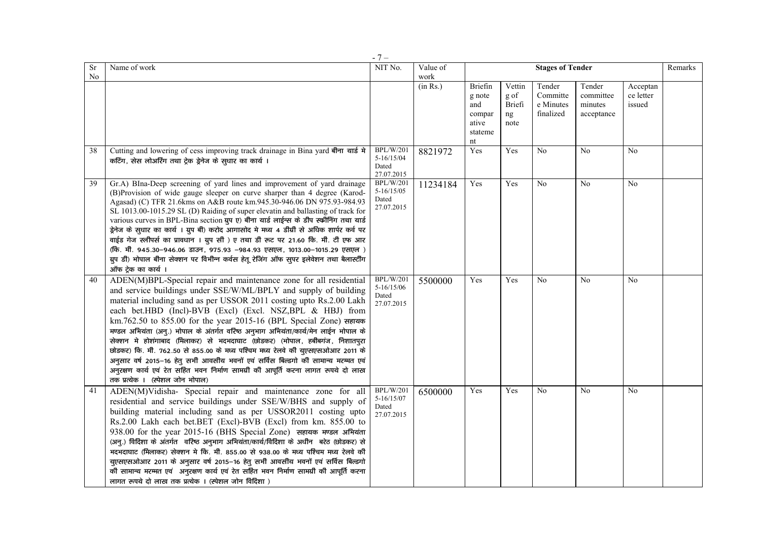| Sr No | Name of work | NIT No. | Value of work | Stages of Tender | | | | | Remarks |
|---|---|---|---|---|---|---|---|---|---|
| | | | (in Rs.) | Briefing note and comparative statement | Vetting of Briefing note | Tender Committee Minutes finalized | Tender committee minutes acceptance | Acceptance letter issued | |
| 38 | Cutting and lowering of cess improving track drainage in Bina yard बीना यार्ड मे कटिंग, सेस लोअरिंग तथा ट्रेक ड्रेनेज के सुधार का कार्य । | BPL/W/2015-16/15/04 Dated 27.07.2015 | 8821972 | Yes | Yes | No | No | No | |
| 39 | Gr.A) BIna-Deep screening of yard lines and improvement of yard drainage (B)Provision of wide gauge sleeper on curve sharper than 4 degree (Karod-Agasad) (C) TFR 21.6kms on A&B route km.945.30-946.06 DN 975.93-984.93 SL 1013.00-1015.29 SL (D) Raiding of super elevatin and ballasting of track for various curves in BPL-Bina section ग्रुप ए) बीना यार्ड लाईन्स के डीप स्क्रीनिंग तथा यार्ड ड्रेनेज के सुधार का कार्य । ग्रुप बी) करोद आगासोद मे मध्य 4 डीग्री से अधिक शार्पर कर्व पर वाईड गेज स्लीपर्स का प्रावधान । ग्रुप सी ) ए तथा डी रूट पर 21.60 कि. मी. टी एफ आर (कि. मी. 945.30–946.06 डाउन, 975.93 –984.93 एसएल, 1013.00–1015.29 एसएल ) ग्रुप डी) भोपाल बीना सेक्शन पर विभीन्न कर्वस हेतु रेजिंग ऑफ सुपर इलेवेशन तथा बैलास्टींग ऑफ ट्रेक का कार्य । | BPL/W/2015-16/15/05 Dated 27.07.2015 | 11234184 | Yes | Yes | No | No | No | |
| 40 | ADEN(M)BPL-Special repair and maintenance zone for all residential and service buildings under SSE/W/ML/BPLY and supply of building material including sand as per USSOR 2011 costing upto Rs.2.00 Lakh each bet.HBD (Incl)-BVB (Excl) (Excl. NSZ,BPL & HBJ) from km.762.50 to 855.00 for the year 2015-16 (BPL Special Zone) सहायक मण्डल अभियंता (अनु.) भोपाल के अंतर्गत वरिष्ठ अनुभाग अभियंता/कार्य/मेन लाईन भोपाल के सेक्शन मे होशंगाबाद (मिलाकर) से भदभदाघाट (छोडकर) (भोपाल, हबीबगंज, निशातपुरा छोडकर) कि. मी. 762.50 से 855.00 के मध्य पश्चिम मध्य रेलवे की युएसएसओआर 2011 के अनुसार वर्ष 2015–16 हेतु सभी आवसीय भवनों एवं सर्विस बिल्डगो की सामान्य मरम्मत एवं अनुरक्षण कार्य एवं रेत सहित भवन निर्माण सामग्री की आपूर्ति करना लागत रूपये दो लाख तक प्रत्येक । (स्पेशल जोन भोपाल) | BPL/W/2015-16/15/06 Dated 27.07.2015 | 5500000 | Yes | Yes | No | No | No | |
| 41 | ADEN(M)Vidisha- Special repair and maintenance zone for all residential and service buildings under SSE/W/BHS and supply of building material including sand as per USSOR2011 costing upto Rs.2.00 Lakh each bet.BET (Excl)-BVB (Excl) from km. 855.00 to 938.00 for the year 2015-16 (BHS Special Zone) सहायक मण्डल अभियंता (अनु.) विदिशा के अंतर्गत वरिष्ठ अनुभाग अभियंता/कार्य/विदिशा के अधीन बरेठ (छोडकर) से भदभदाघाट (मिलाकर) सेक्शन मे कि. मी. 855.00 से 938.00 के मध्य पश्चिम मध्य रेलवे की युएसएसओआर 2011 के अनुसार वर्ष 2015–16 हेतु सभी आवसीय भवनों एवं सर्विस बिल्डगो की सामान्य मरम्मत एवं अनुरक्षण कार्य एवं रेत सहित भवन निर्माण सामग्री की आपूर्ति करना लागत रूपये दो लाख तक प्रत्येक । (स्पेशल जोन विदिशा ) | BPL/W/2015-16/15/07 Dated 27.07.2015 | 6500000 | Yes | Yes | No | No | No | |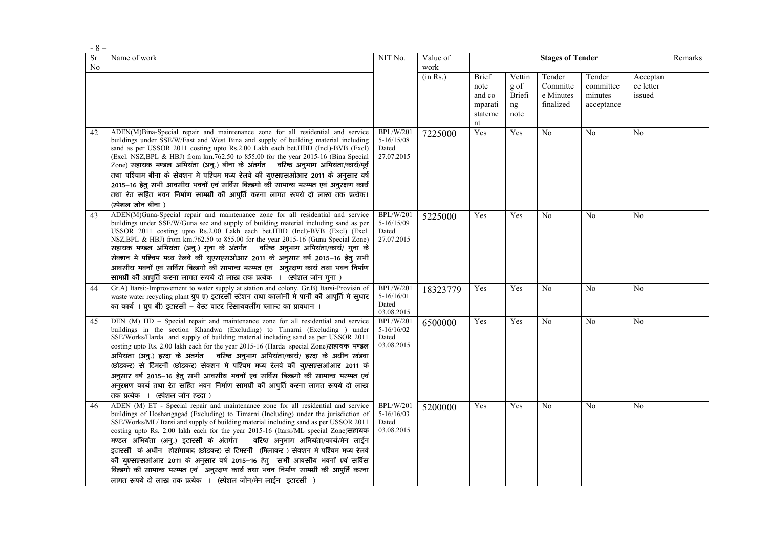| Sr No | Name of work | NIT No. | Value of work | Stages of Tender | | | | | Remarks |
|---|---|---|---|---|---|---|---|---|---|
| | | | (in Rs.) | Brief note and comparative statement | Vetting of Briefing note | Tender Committee Minutes finalized | Tender committee minutes acceptance | Acceptance letter issued | |
| 42 | ADEN(M)Bina-Special repair and maintenance zone for all residential and service buildings under SSE/W/East and West Bina and supply of building material including sand as per USSOR 2011 costing upto Rs.2.00 Lakh each bet.HBD (Incl)-BVB (Excl) (Excl. NSZ,BPL & HBJ) from km.762.50 to 855.00 for the year 2015-16 (Bina Special Zone) सहायक मण्डल अभियंता (अनु.) बीना के अंतर्गत वरिष्ठ अनुभाग अभियंता/कार्य/पूर्व तथा पश्चिम बीना के सेक्शन मे पश्चिम मध्य रेलवे की युएसएसओआर 2011 के अनुसार वर्ष 2015–16 हेतु सभी आवसीय भवनों एवं सर्विस बिल्डगो की सामान्य मरम्मत एवं अनुरक्षण कार्य तथा रेत सहित भवन निर्माण सामग्री की आपुर्ति करना लागत रूपये दो लाख तक प्रत्येक। (स्पेशल जोन बीना ) | BPL/W/2015-16/15/08 Dated 27.07.2015 | 7225000 | Yes | Yes | No | No | No | |
| 43 | ADEN(M)Guna-Special repair and maintenance zone for all residential and service buildings under SSE/W/Guna sec and supply of building material including sand as per USSOR 2011 costing upto Rs.2.00 Lakh each bet.HBD (Incl)-BVB (Excl) (Excl. NSZ,BPL & HBJ) from km.762.50 to 855.00 for the year 2015-16 (Guna Special Zone) सहायक मण्डल अभियंता (अनु.) गुना के अंतर्गत वरिष्ठ अनुभाग अभियंता/कार्य/ गुना के सेक्शन मे पश्चिम मध्य रेलवे की युएसएसओआर 2011 के अनुसार वर्ष 2015–16 हेतु सभी आवसीय भवनों एवं सर्विस बिल्डगो की सामान्य मरम्मत एवं अनुरक्षण कार्य तथा भवन निर्माण सामग्री की आपुर्ति करना लागत रूपये दो लाख तक प्रत्येक । (स्पेशल जोन गुना ) | BPL/W/2015-16/15/09 Dated 27.07.2015 | 5225000 | Yes | Yes | No | No | No | |
| 44 | Gr.A) Itarsi:-Improvement to water supply at station and colony. Gr.B) Itarsi-Provisin of waste water recycling plant ग्रुप ए) इटारसी स्टेशन तथा कालोनी मे पानी की आपूर्ति मे सुधार का कार्य । ग्रुप बी) इटारसी – वेस्ट वाटर रिसायक्लींग प्लान्ट का प्रावधान । | BPL/W/2015-16/16/01 Dated 03.08.2015 | 18323779 | Yes | Yes | No | No | No | |
| 45 | DEN (M) HD – Special repair and maintenance zone for all residential and service buildings in the section Khandwa (Excluding) to Timarni (Excluding ) under SSE/Works/Harda and supply of building material including sand as per USSOR 2011 costing upto Rs. 2.00 lakh each for the year 2015-16 (Harda special Zone)सहायक मण्डल अभियंता (अनु.) हरदा के अंतर्गत वरिष्ठ अनुभाग अभियंता/कार्य/ हरदा के अधीन खंडवा (छोडकर) से टिमरनी (छोडकर) सेक्शन मे पश्चिम मध्य रेलवे की युएसएसओआर 2011 के अनुसार वर्ष 2015–16 हेतु सभी आवसीय भवनों एवं सर्विस बिल्डगो की सामान्य मरम्मत एवं अनुरक्षण कार्य तथा रेत सहित भवन निर्माण सामग्री की आपुर्ति करना लागत रूपये दो लाख तक प्रत्येक । (स्पेशल जोन हरदा ) | BPL/W/2015-16/16/02 Dated 03.08.2015 | 6500000 | Yes | Yes | No | No | No | |
| 46 | ADEN (M) ET - Special repair and maintenance zone for all residential and service buildings of Hoshangagad (Excluding) to Timarni (Including) under the jurisdiction of SSE/Works/ML/ Itarsi and supply of building material including sand as per USSOR 2011 costing upto Rs. 2.00 lakh each for the year 2015-16 (Itarsi/ML special Zone)सहायक मण्डल अभियंता (अनु.) इटारसी के अंतर्गत वरिष्ठ अनुभाग अभियंता/कार्य/मेन लाईन इटारसी के अधीन होशंगाबाद (छोडकर) से टिमरनी (मिलाकर ) सेक्शन मे पश्चिम मध्य रेलवे की युएसएसओआर 2011 के अनुसार वर्ष 2015–16 हेतु सभी आवसीय भवनों एवं सर्विस बिल्डगो की सामान्य मरम्मत एवं अनुरक्षण कार्य तथा भवन निर्माण सामग्री की आपुर्ति करना लागत रूपये दो लाख तक प्रत्येक । (स्पेशल जोन/मेन लाईन इटारसी ) | BPL/W/2015-16/16/03 Dated 03.08.2015 | 5200000 | Yes | Yes | No | No | No | |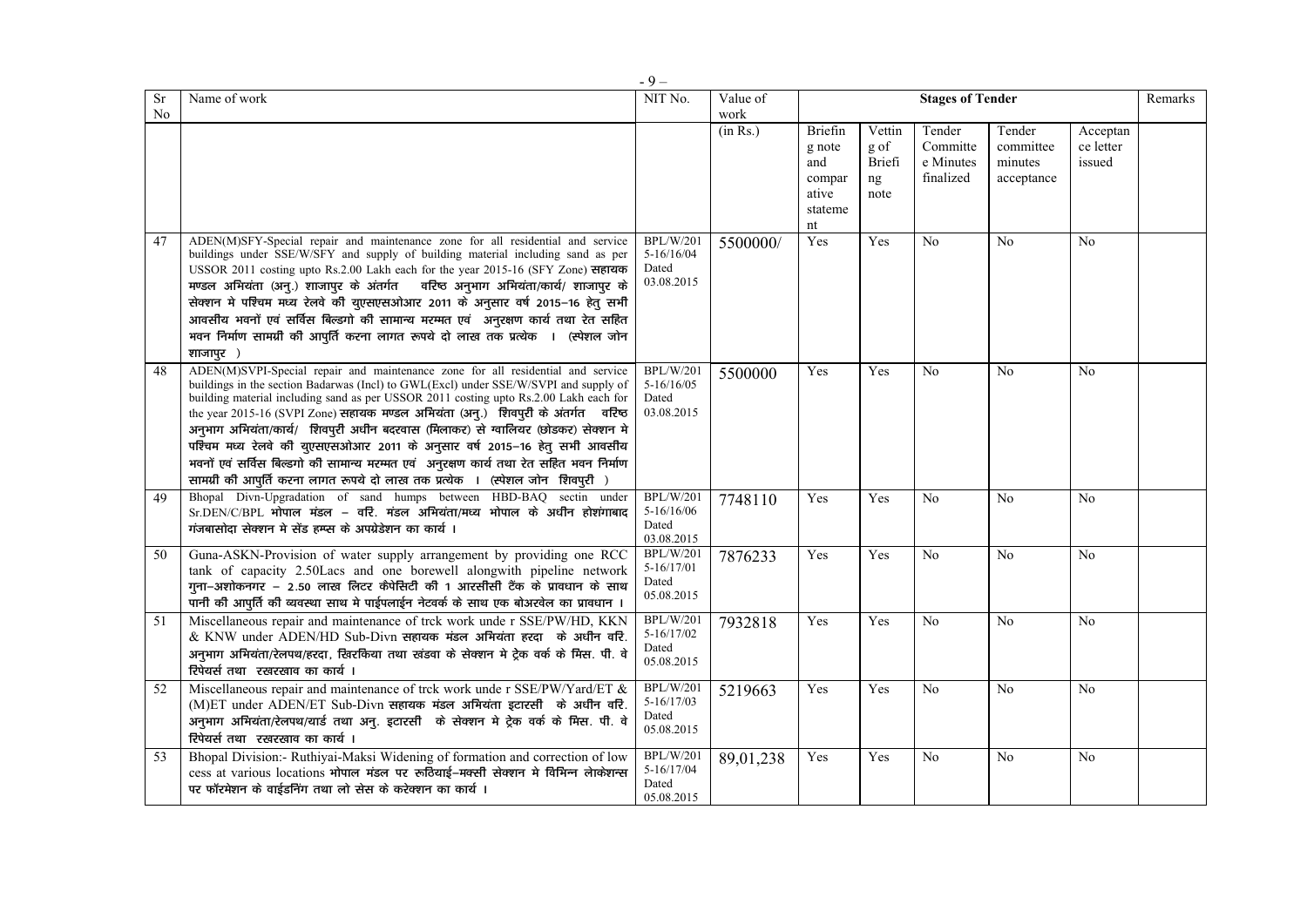| Sr No | Name of work | NIT No. | Value of work | Stages of Tender | | | | | Remarks |
|---|---|---|---|---|---|---|---|---|---|
| | | | (in Rs.) | Briefing note and comparative statement | Vetting of Briefing note | Tender Committee Minutes finalized | Tender committee minutes acceptance | Acceptance letter issued | |
| 47 | ADEN(M)SFY-Special repair and maintenance zone for all residential and service buildings under SSE/W/SFY and supply of building material including sand as per USSOR 2011 costing upto Rs.2.00 Lakh each for the year 2015-16 (SFY Zone) सहायक मण्डल अभियंता (अनु.) शाजापुर के अंतर्गत वरिष्ठ अनुभाग अभियंता/कार्य/ शाजापुर के सेक्शन मे पश्चिम मध्य रेलवे की युएसएसओआर 2011 के अनुसार वर्ष 2015–16 हेतु सभी आवसीय भवनों एवं सर्विस बिल्डगो की सामान्य मरम्मत एवं अनुरक्षण कार्य तथा रेत सहित भवन निर्माण सामग्री की आपुर्ति करना लागत रूपये दो लाख तक प्रत्येक । (स्पेशल जोन शाजापुर ) | BPL/W/2015-16/16/04 Dated 03.08.2015 | 5500000/ | Yes | Yes | No | No | No | |
| 48 | ADEN(M)SVPI-Special repair and maintenance zone for all residential and service buildings in the section Badarwas (Incl) to GWL(Excl) under SSE/W/SVPI and supply of building material including sand as per USSOR 2011 costing upto Rs.2.00 Lakh each for the year 2015-16 (SVPI Zone) सहायक मण्डल अभियंता (अनु.) शिवपुरी के अंतर्गत वरिष्ठ अनुभाग अभियंता/कार्य/ शिवपुरी अधीन बदरवास (मिलाकर) से ग्वालियर (छोडकर) सेक्शन मे पश्चिम मध्य रेलवे की युएसएसओआर 2011 के अनुसार वर्ष 2015–16 हेतु सभी आवसीय भवनों एवं सर्विस बिल्डगो की सामान्य मरम्मत एवं अनुरक्षण कार्य तथा रेत सहित भवन निर्माण सामग्री की आपुर्ति करना लागत रूपये दो लाख तक प्रत्येक । (स्पेशल जोन शिवपुरी ) | BPL/W/2015-16/16/05 Dated 03.08.2015 | 5500000 | Yes | Yes | No | No | No | |
| 49 | Bhopal Divn-Upgradation of sand humps between HBD-BAQ sectin under Sr.DEN/C/BPL भोपाल मंडल – वरि. मंडल अभियंता/मध्य भोपाल के अधीन होशंगाबाद गंजबासोदा सेक्शन मे सेंड हम्प्स के अपग्रेडेशन का कार्य । | BPL/W/2015-16/16/06 Dated 03.08.2015 | 7748110 | Yes | Yes | No | No | No | |
| 50 | Guna-ASKN-Provision of water supply arrangement by providing one RCC tank of capacity 2.50Lacs and one borewell alongwith pipeline network गुना–अशोकनगर – 2.50 लाख लिटर कैपेसिटी की 1 आरसीसी टैंक के प्रावधान के साथ पानी की आपुर्ति की व्यवस्था साथ मे पाईपलाईन नेटवर्क के साथ एक बोअरवेल का प्रावधान । | BPL/W/2015-16/17/01 Dated 05.08.2015 | 7876233 | Yes | Yes | No | No | No | |
| 51 | Miscellaneous repair and maintenance of trck work unde r SSE/PW/HD, KKN & KNW under ADEN/HD Sub-Divn सहायक मंडल अभियंता हरदा के अधीन वरि. अनुभाग अभियंता/रेलपथ/हरदा, खिरकिया तथा खंडवा के सेक्शन मे ट्रेक वर्क के मिस. पी. वे रिपेयर्स तथा रखरखाव का कार्य । | BPL/W/2015-16/17/02 Dated 05.08.2015 | 7932818 | Yes | Yes | No | No | No | |
| 52 | Miscellaneous repair and maintenance of trck work unde r SSE/PW/Yard/ET & (M)ET under ADEN/ET Sub-Divn सहायक मंडल अभियंता इटारसी के अधीन वरि. अनुभाग अभियंता/रेलपथ/यार्ड तथा अनु. इटारसी के सेक्शन मे ट्रेक वर्क के मिस. पी. वे रिपेयर्स तथा रखरखाव का कार्य । | BPL/W/2015-16/17/03 Dated 05.08.2015 | 5219663 | Yes | Yes | No | No | No | |
| 53 | Bhopal Division:- Ruthiyai-Maksi Widening of formation and correction of low cess at various locations भोपाल मंडल पर रूठियाई–मक्सी सेक्शन मे विभिन्न लोकेशन्स पर फॉरमेशन के वाईडनिंग तथा लो सेस के करेक्शन का कार्य । | BPL/W/2015-16/17/04 Dated 05.08.2015 | 89,01,238 | Yes | Yes | No | No | No | |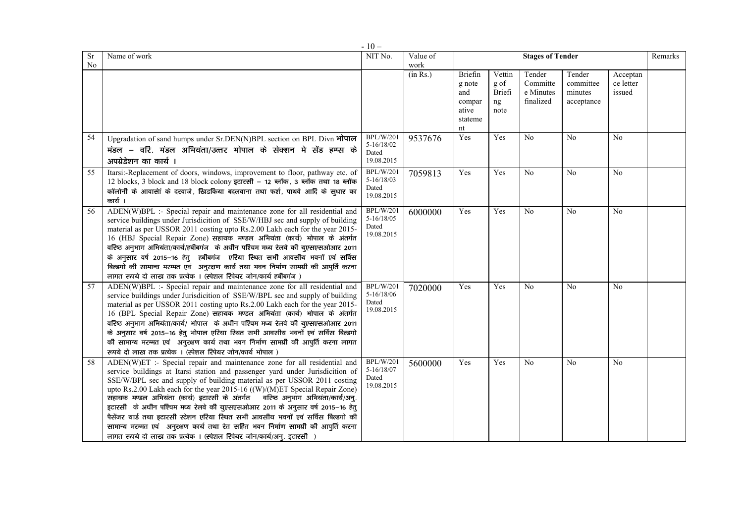| Sr No | Name of work | NIT No. | Value of work | Stages of Tender | | | | | Remarks |
|---|---|---|---|---|---|---|---|---|---|
| | | | (in Rs.) | Briefing note and comparative statement | Vetting of Briefing note | Tender Committee Minutes finalized | Tender committee minutes acceptance | Acceptance letter issued | |
| 54 | Upgradation of sand humps under Sr.DEN(N)BPL section on BPL Divn **भोपाल मंडल – वरि. मंडल अभियंता/उत्तर भोपाल के सेक्शन मे सेंड हम्प्स के अपग्रेडेशन का कार्य ।** | BPL/W/2015-16/18/02 Dated 19.08.2015 | 9537676 | Yes | Yes | No | No | No | |
| 55 | Itarsi:-Replacement of doors, windows, improvement to floor, pathway etc. of 12 blocks, 3 block and 18 block colony इटारसी – 12 ब्लॉक, 3 ब्लॉक तथा 18 ब्लॉक कॉलोनी के आवासों के दरवाजे, खिडकिया बदलवाना तथा फर्श, पाथवे आदि के सुधार का कार्य । | BPL/W/2015-16/18/03 Dated 19.08.2015 | 7059813 | Yes | Yes | No | No | No | |
| 56 | ADEN(W)BPL :- Special repair and maintenance zone for all residential and service buildings under Jurisdicition of SSE/W/HBJ sec and supply of building material as per USSOR 2011 costing upto Rs.2.00 Lakh each for the year 2015-16 (HBJ Special Repair Zone) सहायक मण्डल अभियंता (कार्य) भोपाल के अंतर्गत वरिष्ठ अनुभाग अभियंता/कार्य/हबीबगंज के अधीन पश्चिम मध्य रेलवे की युएसएसओआर 2011 के अनुसार वर्ष 2015–16 हेतु हबीबगंज एरिया स्थित सभी आवसीय भवनों एवं सर्विस बिल्डगो की सामान्य मरम्मत एवं अनुरक्षण कार्य तथा भवन निर्माण सामग्री की आपुर्ति करना लागत रूपये दो लाख तक प्रत्येक । (स्पेशल रिपेयर जोन/कार्य हबीबगंज ) | BPL/W/2015-16/18/05 Dated 19.08.2015 | 6000000 | Yes | Yes | No | No | No | |
| 57 | ADEN(W)BPL :- Special repair and maintenance zone for all residential and service buildings under Jurisdicition of SSE/W/BPL sec and supply of building material as per USSOR 2011 costing upto Rs.2.00 Lakh each for the year 2015-16 (BPL Special Repair Zone) सहायक मण्डल अभियंता (कार्य) भोपाल के अंतर्गत वरिष्ठ अनुभाग अभियंता/कार्य/ भोपाल के अधीन पश्चिम मध्य रेलवे की युएसएसओआर 2011 के अनुसार वर्ष 2015–16 हेतु भोपाल एरिया स्थित सभी आवसीय भवनों एवं सर्विस बिल्डगो की सामान्य मरम्मत एवं अनुरक्षण कार्य तथा भवन निर्माण सामग्री की आपुर्ति करना लागत रूपये दो लाख तक प्रत्येक । (स्पेशल रिपेयर जोन/कार्य भोपाल ) | BPL/W/2015-16/18/06 Dated 19.08.2015 | 7020000 | Yes | Yes | No | No | No | |
| 58 | ADEN(W)ET :- Special repair and maintenance zone for all residential and service buildings at Itarsi station and passenger yard under Jurisdicition of SSE/W/BPL sec and supply of building material as per USSOR 2011 costing upto Rs.2.00 Lakh each for the year 2015-16 ((W)/(M)ET Special Repair Zone) सहायक मण्डल अभियंता (कार्य) इटारसी के अंतर्गत वरिष्ठ अनुभाग अभियंता/कार्य/अनु. इटारसी के अधीन पश्चिम मध्य रेलवे की युएसएसओआर 2011 के अनुसार वर्ष 2015–16 हेतु पैसेंजर यार्ड तथा इटारसी स्टेशन एरिया स्थित सभी आवसीय भवनों एवं सर्विस बिल्डगो की सामान्य मरम्मत एवं अनुरक्षण कार्य तथा रेत सहित भवन निर्माण सामग्री की आपुर्ति करना लागत रूपये दो लाख तक प्रत्येक । (स्पेशल रिपेयर जोन/कार्य/अनु. इटारसी ) | BPL/W/2015-16/18/07 Dated 19.08.2015 | 5600000 | Yes | Yes | No | No | No | |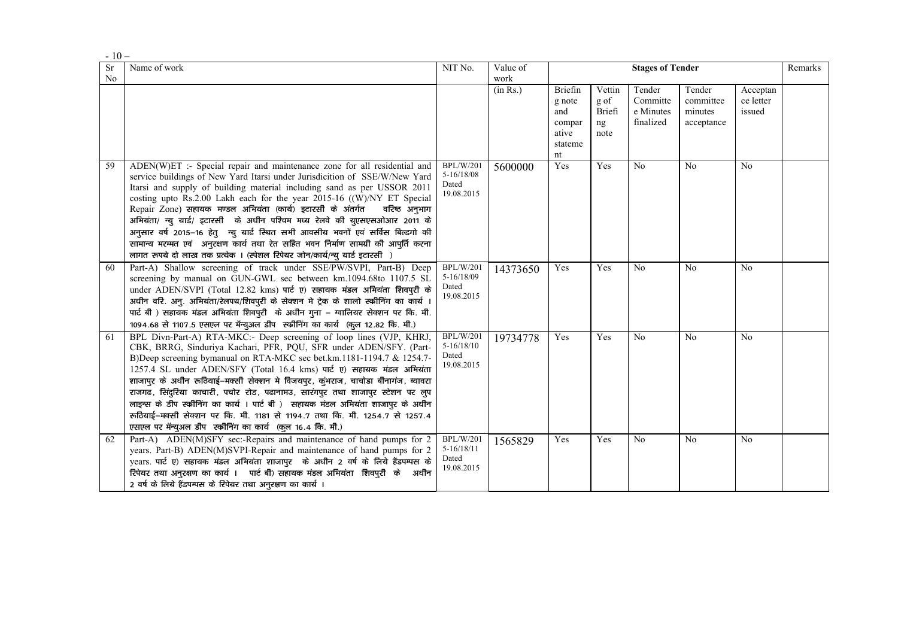| Sr No | Name of work | NIT No. | Value of work | Stages of Tender | | | | | Remarks |
|---|---|---|---|---|---|---|---|---|---|
| | | | (in Rs.) | Briefing note and comparative statement | Vetting of Briefing note | Tender Committee Minutes finalized | Tender committee minutes acceptance | Acceptance letter issued | |
| 59 | ADEN(W)ET :- Special repair and maintenance zone for all residential and service buildings of New Yard Itarsi under Jurisdicition of SSE/W/New Yard Itarsi and supply of building material including sand as per USSOR 2011 costing upto Rs.2.00 Lakh each for the year 2015-16 ((W)/NY ET Special Repair Zone) सहायक मण्डल अभियंता (कार्य) इटारसी के अंतर्गत वरिष्ठ अनुभाग अभियंता/ न्यु यार्ड/ इटारसी के अधीन पश्चिम मध्य रेलवे की युएसएसओआर 2011 के अनुसार वर्ष 2015–16 हेतु न्यु यार्ड स्थित सभी आवसीय भवनों एवं सर्विस बिल्डगो की सामान्य मरम्मत एवं अनुरक्षण कार्य तथा रेत सहित भवन निर्माण सामग्री की आपुर्ति करना लागत रूपये दो लाख तक प्रत्येक । (स्पेशल रिपेयर जोन/कार्य/न्यु यार्ड इटारसी ) | BPL/W/2015-16/18/08 Dated 19.08.2015 | 5600000 | Yes | Yes | No | No | No | |
| 60 | Part-A) Shallow screening of track under SSE/PW/SVPI, Part-B) Deep screening by manual on GUN-GWL sec between km.1094.68to 1107.5 SL under ADEN/SVPI (Total 12.82 kms) पार्ट ए) सहायक मंडल अभियंता शिवपुरी के अधीन वरि. अनु. अभियंता/रेलपथ/शिवपुरी के सेक्शन मे ट्रेक के शालो स्क्रीनिंग का कार्य । पार्ट बी ) सहायक मंडल अभियंता शिवपुरी के अधीन गुना – ग्वालियर सेक्शन पर कि. मी. 1094.68 से 1107.5 एसएल पर मेंन्युअल डीप स्क्रीनिंग का कार्य (कुल 12.82 कि. मी.) | BPL/W/2015-16/18/09 Dated 19.08.2015 | 14373650 | Yes | Yes | No | No | No | |
| 61 | BPL Divn-Part-A) RTA-MKC:- Deep screening of loop lines (VJP, KHRJ, CBK, BRRG, Sinduriya Kachari, PFR, PQU, SFR under ADEN/SFY. (Part-B)Deep screening bymanual on RTA-MKC sec bet.km.1181-1194.7 & 1254.7-1257.4 SL under ADEN/SFY (Total 16.4 kms) पार्ट ए) सहायक मंडल अभियंता शाजापुर के अधीन रूठियाई–मक्सी सेक्शन मे विजयपुर, कुंभराज, चाचोडा बीनागंज, ब्यावरा राजगढ, सिंदुरिया काचारी, पचोर रोड, पढानामउ, सारंगपुर तथा शाजापुर स्टेशन पर लुप लाइन्स के डीप स्क्रीनिंग का कार्य । पार्ट बी ) सहायक मंडल अभियंता शाजापुर के अधीन रूठियाई–मक्सी सेक्शन पर कि. मी. 1181 से 1194.7 तथा कि. मी. 1254.7 से 1257.4 एसएल पर मेंन्युअल डीप स्क्रीनिंग का कार्य (कुल 16.4 कि. मी.) | BPL/W/2015-16/18/10 Dated 19.08.2015 | 19734778 | Yes | Yes | No | No | No | |
| 62 | Part-A) ADEN(M)SFY sec:-Repairs and maintenance of hand pumps for 2 years. Part-B) ADEN(M)SVPI-Repair and maintenance of hand pumps for 2 years. पार्ट ए) सहायक मंडल अभियंता शाजापुर के अधीन 2 वर्ष के लिये हैंडपम्पस के रिपेयर तथा अनुरक्षण का कार्य । पार्ट बी) सहायक मंडल अभियंता शिवपुरी के अधीन 2 वर्ष के लिये हैंडपम्पस के रिपेयर तथा अनुरक्षण का कार्य । | BPL/W/2015-16/18/11 Dated 19.08.2015 | 1565829 | Yes | Yes | No | No | No | |